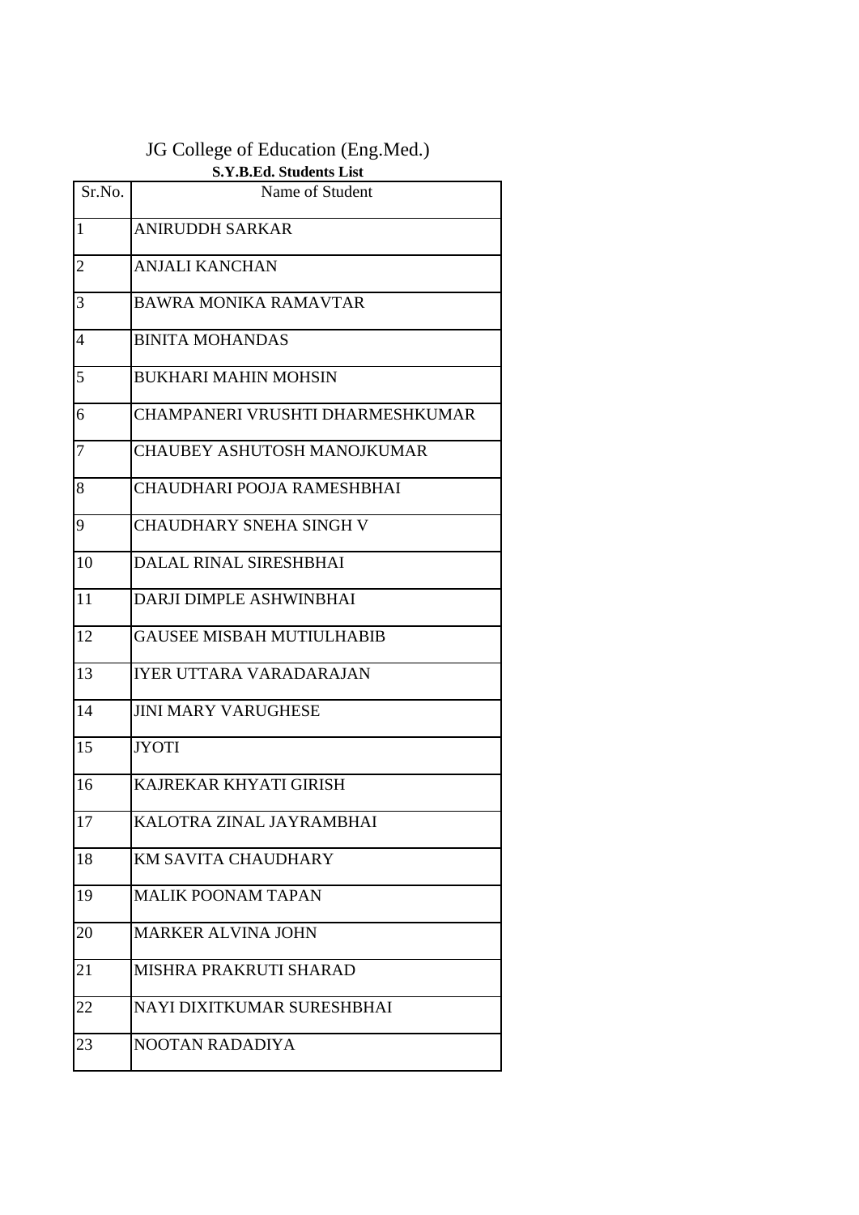# JG College of Education (Eng.Med.)

**S.Y.B.Ed. Students List**

| Sr.No. | Name of Student |
| --- | --- |
| 1 | ANIRUDDH SARKAR |
| 2 | ANJALI KANCHAN |
| 3 | BAWRA MONIKA RAMAVTAR |
| 4 | BINITA MOHANDAS |
| 5 | BUKHARI MAHIN MOHSIN |
| 6 | CHAMPANERI VRUSHTI DHARMESHKUMAR |
| 7 | CHAUBEY ASHUTOSH MANOJKUMAR |
| 8 | CHAUDHARI POOJA RAMESHBHAI |
| 9 | CHAUDHARY SNEHA SINGH V |
| 10 | DALAL RINAL SIRESHBHAI |
| 11 | DARJI DIMPLE ASHWINBHAI |
| 12 | GAUSEE MISBAH MUTIULHABIB |
| 13 | IYER UTTARA VARADARAJAN |
| 14 | JINI MARY VARUGHESE |
| 15 | JYOTI |
| 16 | KAJREKAR KHYATI GIRISH |
| 17 | KALOTRA ZINAL JAYRAMBHAI |
| 18 | KM SAVITA CHAUDHARY |
| 19 | MALIK POONAM TAPAN |
| 20 | MARKER ALVINA JOHN |
| 21 | MISHRA PRAKRUTI SHARAD |
| 22 | NAYI DIXITKUMAR SURESHBHAI |
| 23 | NOOTAN RADADIYA |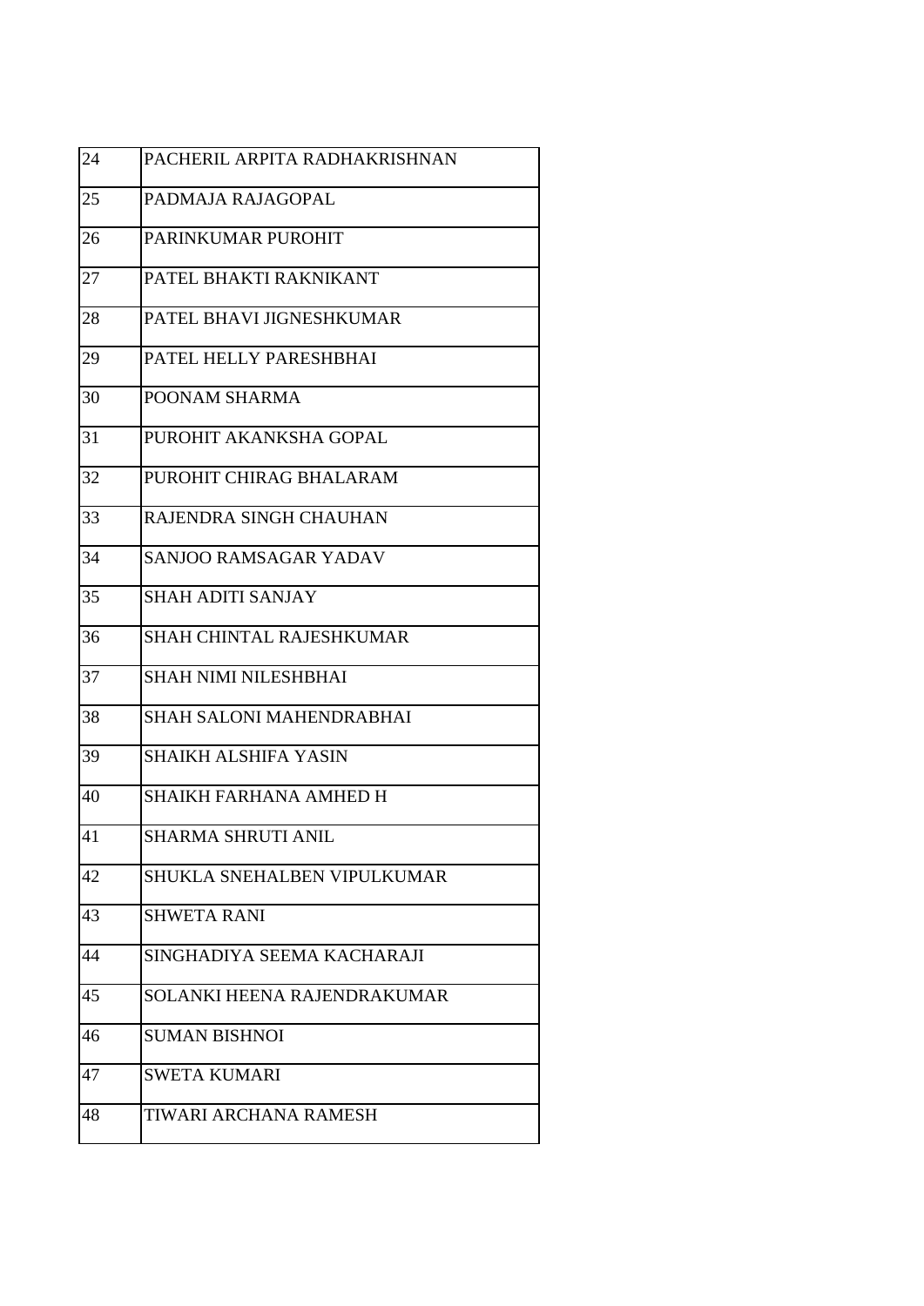| | |
|---|---|
| 24 | PACHERIL ARPITA RADHAKRISHNAN |
| 25 | PADMAJA RAJAGOPAL |
| 26 | PARINKUMAR PUROHIT |
| 27 | PATEL BHAKTI RAKNIKANT |
| 28 | PATEL BHAVI JIGNESHKUMAR |
| 29 | PATEL HELLY PARESHBHAI |
| 30 | POONAM SHARMA |
| 31 | PUROHIT AKANKSHA GOPAL |
| 32 | PUROHIT CHIRAG BHALARAM |
| 33 | RAJENDRA SINGH CHAUHAN |
| 34 | SANJOO RAMSAGAR YADAV |
| 35 | SHAH ADITI SANJAY |
| 36 | SHAH CHINTAL RAJESHKUMAR |
| 37 | SHAH NIMI NILESHBHAI |
| 38 | SHAH SALONI MAHENDRABHAI |
| 39 | SHAIKH ALSHIFA YASIN |
| 40 | SHAIKH FARHANA AMHED H |
| 41 | SHARMA SHRUTI ANIL |
| 42 | SHUKLA SNEHALBEN VIPULKUMAR |
| 43 | SHWETA RANI |
| 44 | SINGHADIYA SEEMA KACHARAJI |
| 45 | SOLANKI HEENA RAJENDRAKUMAR |
| 46 | SUMAN BISHNOI |
| 47 | SWETA KUMARI |
| 48 | TIWARI ARCHANA RAMESH |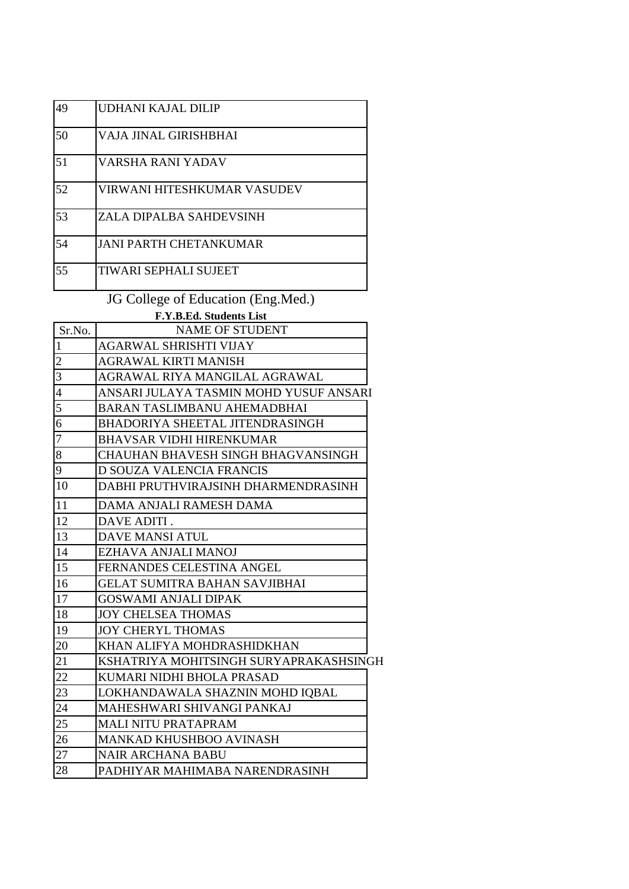| | |
|---|---|
| 49 | UDHANI KAJAL DILIP |
| 50 | VAJA JINAL GIRISHBHAI |
| 51 | VARSHA RANI YADAV |
| 52 | VIRWANI HITESHKUMAR VASUDEV |
| 53 | ZALA DIPALBA SAHDEVSINH |
| 54 | JANI PARTH CHETANKUMAR |
| 55 | TIWARI SEPHALI SUJEET |

## JG College of Education (Eng.Med.)

**F.Y.B.Ed. Students List**

| Sr.No. | NAME OF STUDENT |
|---|---|
| 1 | AGARWAL SHRISHTI VIJAY |
| 2 | AGRAWAL KIRTI MANISH |
| 3 | AGRAWAL RIYA MANGILAL AGRAWAL |
| 4 | ANSARI JULAYA TASMIN MOHD YUSUF ANSARI |
| 5 | BARAN TASLIMBANU AHEMADBHAI |
| 6 | BHADORIYA SHEETAL JITENDRASINGH |
| 7 | BHAVSAR VIDHI HIRENKUMAR |
| 8 | CHAUHAN BHAVESH SINGH BHAGVANSINGH |
| 9 | D SOUZA VALENCIA FRANCIS |
| 10 | DABHI PRUTHVIRAJSINH DHARMENDRASINH |
| 11 | DAMA ANJALI RAMESH DAMA |
| 12 | DAVE ADITI . |
| 13 | DAVE MANSI ATUL |
| 14 | EZHAVA ANJALI MANOJ |
| 15 | FERNANDES CELESTINA ANGEL |
| 16 | GELAT SUMITRA BAHAN SAVJIBHAI |
| 17 | GOSWAMI ANJALI DIPAK |
| 18 | JOY CHELSEA THOMAS |
| 19 | JOY CHERYL THOMAS |
| 20 | KHAN ALIFYA MOHDRASHIDKHAN |
| 21 | KSHATRIYA MOHITSINGH SURYAPRAKASHSINGH |
| 22 | KUMARI NIDHI BHOLA PRASAD |
| 23 | LOKHANDAWALA SHAZNIN MOHD IQBAL |
| 24 | MAHESHWARI SHIVANGI PANKAJ |
| 25 | MALI NITU PRATAPRAM |
| 26 | MANKAD KHUSHBOO AVINASH |
| 27 | NAIR ARCHANA BABU |
| 28 | PADHIYAR MAHIMABA NARENDRASINH |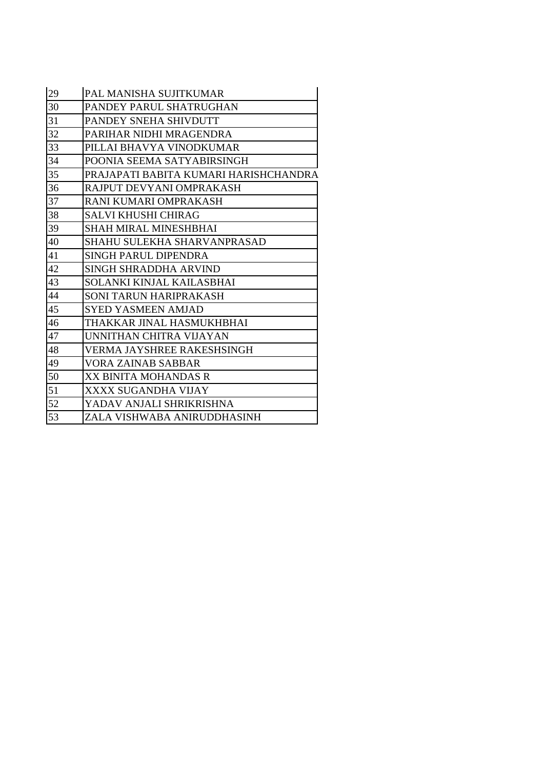| | |
|---|---|
| 29 | PAL MANISHA SUJITKUMAR |
| 30 | PANDEY PARUL SHATRUGHAN |
| 31 | PANDEY SNEHA SHIVDUTT |
| 32 | PARIHAR NIDHI MRAGENDRA |
| 33 | PILLAI BHAVYA VINODKUMAR |
| 34 | POONIA SEEMA SATYABIRSINGH |
| 35 | PRAJAPATI BABITA KUMARI HARISHCHANDRA |
| 36 | RAJPUT DEVYANI OMPRAKASH |
| 37 | RANI KUMARI OMPRAKASH |
| 38 | SALVI KHUSHI CHIRAG |
| 39 | SHAH MIRAL MINESHBHAI |
| 40 | SHAHU SULEKHA SHARVANPRASAD |
| 41 | SINGH PARUL DIPENDRA |
| 42 | SINGH SHRADDHA ARVIND |
| 43 | SOLANKI KINJAL KAILASBHAI |
| 44 | SONI TARUN HARIPRAKASH |
| 45 | SYED YASMEEN AMJAD |
| 46 | THAKKAR JINAL HASMUKHBHAI |
| 47 | UNNITHAN CHITRA VIJAYAN |
| 48 | VERMA JAYSHREE RAKESHSINGH |
| 49 | VORA ZAINAB SABBAR |
| 50 | XX BINITA MOHANDAS R |
| 51 | XXXX SUGANDHA VIJAY |
| 52 | YADAV ANJALI SHRIKRISHNA |
| 53 | ZALA VISHWABA ANIRUDDHASINH |